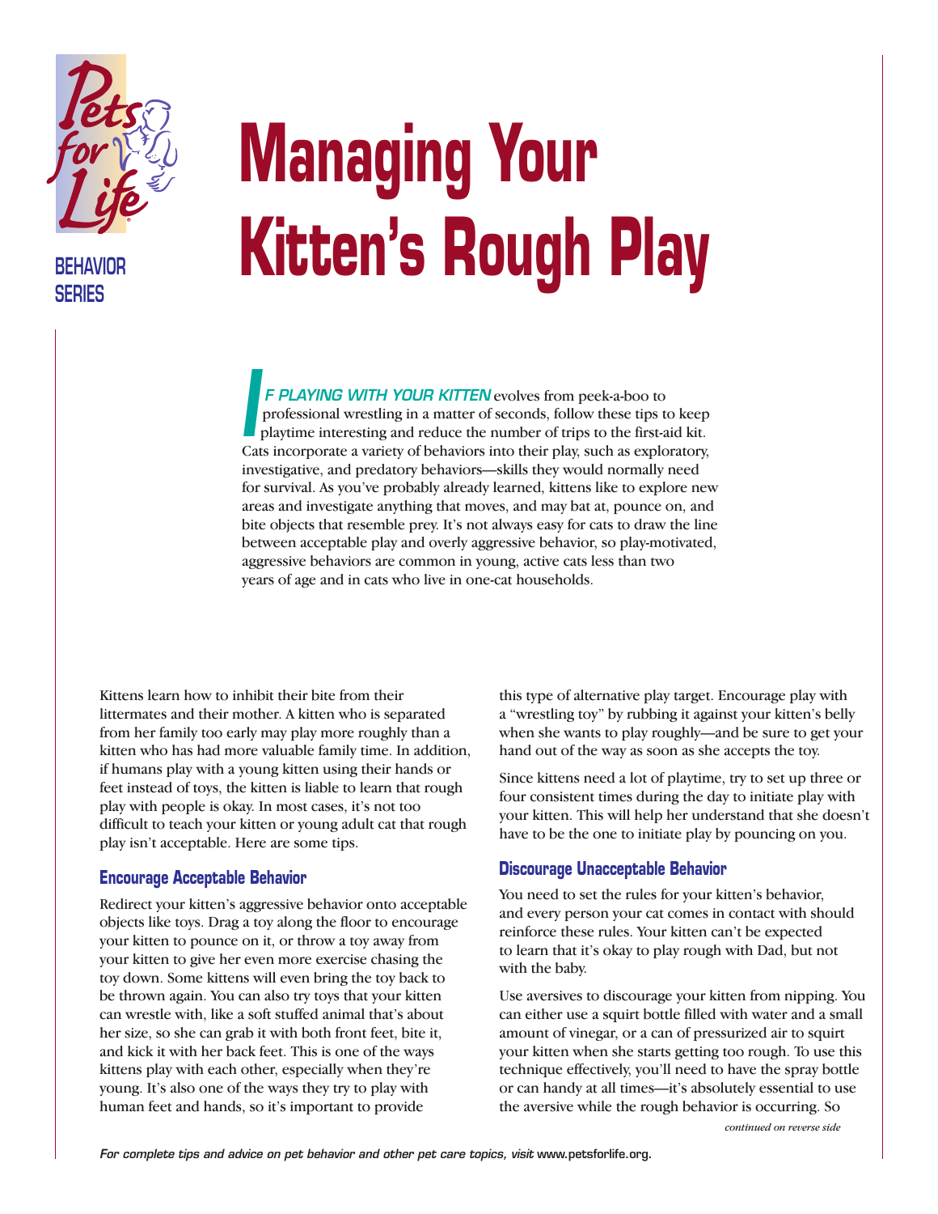Pets for Life

BEHAVIOR SERIES

# Managing Your Kitten's Rough Play

**IF PLAYING WITH YOUR KITTEN** evolves from peek-a-boo to professional wrestling in a matter of seconds, follow these tips to keep playtime interesting and reduce the number of trips to the first-aid kit. Cats incorporate a variety of behaviors into their play, such as exploratory, investigative, and predatory behaviors—skills they would normally need for survival. As you've probably already learned, kittens like to explore new areas and investigate anything that moves, and may bat at, pounce on, and bite objects that resemble prey. It's not always easy for cats to draw the line between acceptable play and overly aggressive behavior, so play-motivated, aggressive behaviors are common in young, active cats less than two years of age and in cats who live in one-cat households.

Kittens learn how to inhibit their bite from their littermates and their mother. A kitten who is separated from her family too early may play more roughly than a kitten who has had more valuable family time. In addition, if humans play with a young kitten using their hands or feet instead of toys, the kitten is liable to learn that rough play with people is okay. In most cases, it's not too difficult to teach your kitten or young adult cat that rough play isn't acceptable. Here are some tips.

## Encourage Acceptable Behavior

Redirect your kitten's aggressive behavior onto acceptable objects like toys. Drag a toy along the floor to encourage your kitten to pounce on it, or throw a toy away from your kitten to give her even more exercise chasing the toy down. Some kittens will even bring the toy back to be thrown again. You can also try toys that your kitten can wrestle with, like a soft stuffed animal that's about her size, so she can grab it with both front feet, bite it, and kick it with her back feet. This is one of the ways kittens play with each other, especially when they're young. It's also one of the ways they try to play with human feet and hands, so it's important to provide this type of alternative play target. Encourage play with a "wrestling toy" by rubbing it against your kitten's belly when she wants to play roughly—and be sure to get your hand out of the way as soon as she accepts the toy.

Since kittens need a lot of playtime, try to set up three or four consistent times during the day to initiate play with your kitten. This will help her understand that she doesn't have to be the one to initiate play by pouncing on you.

## Discourage Unacceptable Behavior

You need to set the rules for your kitten's behavior, and every person your cat comes in contact with should reinforce these rules. Your kitten can't be expected to learn that it's okay to play rough with Dad, but not with the baby.

Use aversives to discourage your kitten from nipping. You can either use a squirt bottle filled with water and a small amount of vinegar, or a can of pressurized air to squirt your kitten when she starts getting too rough. To use this technique effectively, you'll need to have the spray bottle or can handy at all times—it's absolutely essential to use the aversive while the rough behavior is occurring. So

*continued on reverse side*

*For complete tips and advice on pet behavior and other pet care topics, visit* www.petsforlife.org.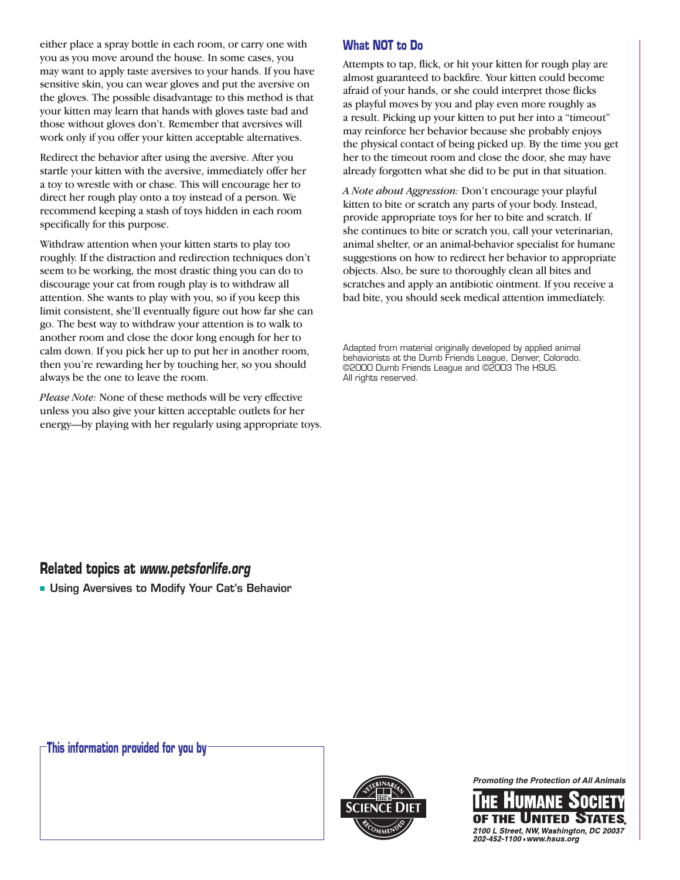either place a spray bottle in each room, or carry one with you as you move around the house. In some cases, you may want to apply taste aversives to your hands. If you have sensitive skin, you can wear gloves and put the aversive on the gloves. The possible disadvantage to this method is that your kitten may learn that hands with gloves taste bad and those without gloves don't. Remember that aversives will work only if you offer your kitten acceptable alternatives.

Redirect the behavior after using the aversive. After you startle your kitten with the aversive, immediately offer her a toy to wrestle with or chase. This will encourage her to direct her rough play onto a toy instead of a person. We recommend keeping a stash of toys hidden in each room specifically for this purpose.

Withdraw attention when your kitten starts to play too roughly. If the distraction and redirection techniques don't seem to be working, the most drastic thing you can do to discourage your cat from rough play is to withdraw all attention. She wants to play with you, so if you keep this limit consistent, she'll eventually figure out how far she can go. The best way to withdraw your attention is to walk to another room and close the door long enough for her to calm down. If you pick her up to put her in another room, then you're rewarding her by touching her, so you should always be the one to leave the room.

*Please Note:* None of these methods will be very effective unless you also give your kitten acceptable outlets for her energy—by playing with her regularly using appropriate toys.

## What NOT to Do

Attempts to tap, flick, or hit your kitten for rough play are almost guaranteed to backfire. Your kitten could become afraid of your hands, or she could interpret those flicks as playful moves by you and play even more roughly as a result. Picking up your kitten to put her into a "timeout" may reinforce her behavior because she probably enjoys the physical contact of being picked up. By the time you get her to the timeout room and close the door, she may have already forgotten what she did to be put in that situation.

*A Note about Aggression:* Don't encourage your playful kitten to bite or scratch any parts of your body. Instead, provide appropriate toys for her to bite and scratch. If she continues to bite or scratch you, call your veterinarian, animal shelter, or an animal-behavior specialist for humane suggestions on how to redirect her behavior to appropriate objects. Also, be sure to thoroughly clean all bites and scratches and apply an antibiotic ointment. If you receive a bad bite, you should seek medical attention immediately.

Adapted from material originally developed by applied animal behaviorists at the Dumb Friends League, Denver, Colorado. ©2000 Dumb Friends League and ©2003 The HSUS. All rights reserved.

## Related topics at *www.petsforlife.org*

- Using Aversives to Modify Your Cat's Behavior

**This information provided for you by**

Veterinarian Recommended Hill's Science Diet

Promoting the Protection of All Animals

The Humane Society of the United States

2100 L Street, NW, Washington, DC 20037
202-452-1100 • www.hsus.org